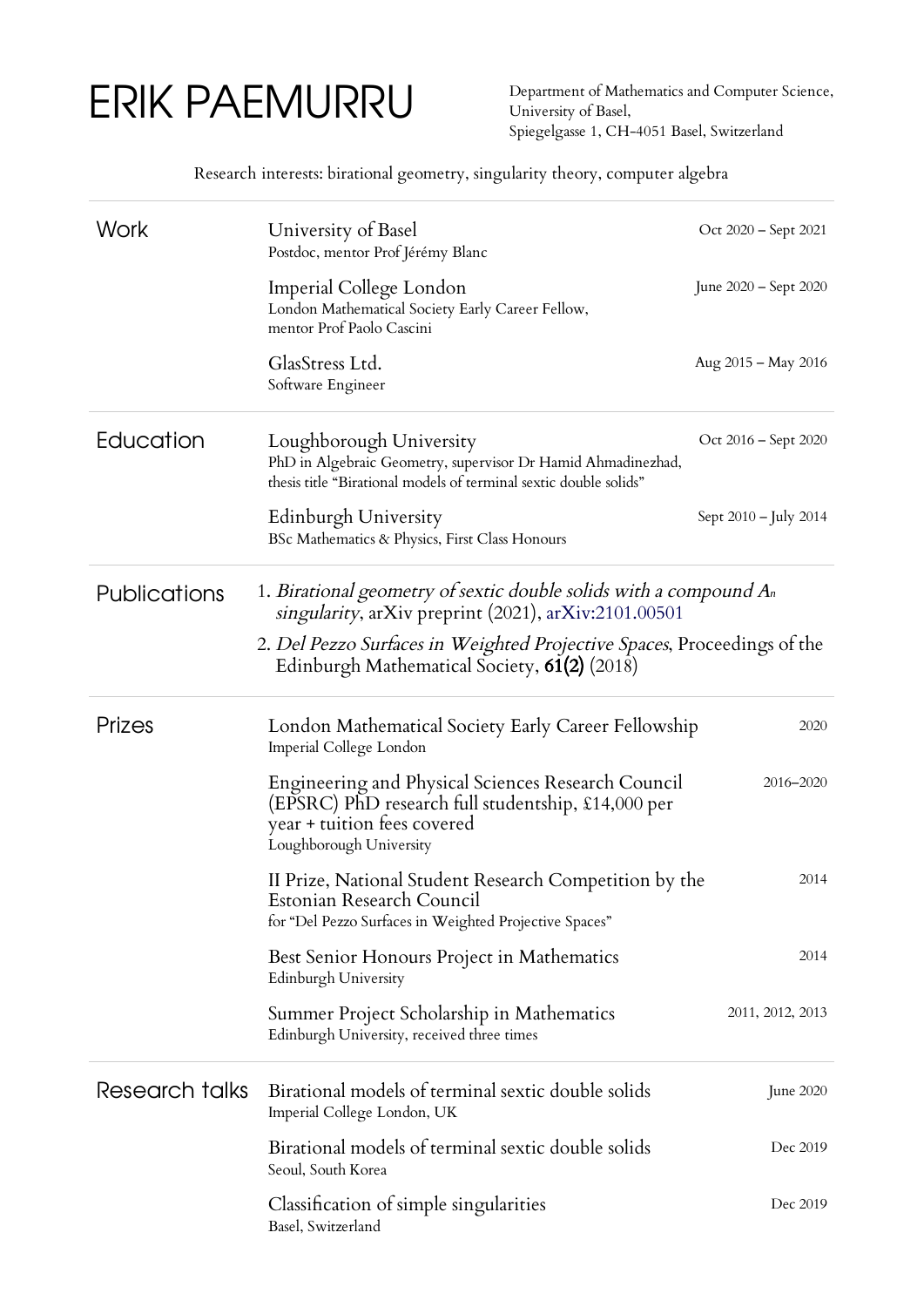# ERIK PAEMURRU

Department of Mathematics and Computer Science,
University of Basel,
Spiegelgasse 1, CH-4051 Basel, Switzerland

Research interests: birational geometry, singularity theory, computer algebra

## Work

**University of Basel** — Oct 2020 – Sept 2021
Postdoc, mentor Prof Jérémy Blanc

**Imperial College London** — June 2020 – Sept 2020
London Mathematical Society Early Career Fellow,
mentor Prof Paolo Cascini

**GlasStress Ltd.** — Aug 2015 – May 2016
Software Engineer

## Education

**Loughborough University** — Oct 2016 – Sept 2020
PhD in Algebraic Geometry, supervisor Dr Hamid Ahmadinezhad,
thesis title "Birational models of terminal sextic double solids"

**Edinburgh University** — Sept 2010 – July 2014
BSc Mathematics & Physics, First Class Honours

## Publications

1. *Birational geometry of sextic double solids with a compound $A_n$ singularity*, arXiv preprint (2021), arXiv:2101.00501
2. *Del Pezzo Surfaces in Weighted Projective Spaces*, Proceedings of the Edinburgh Mathematical Society, **61(2)** (2018)

## Prizes

**London Mathematical Society Early Career Fellowship** — 2020
Imperial College London

**Engineering and Physical Sciences Research Council (EPSRC) PhD research full studentship, £14,000 per year + tuition fees covered** — 2016–2020
Loughborough University

**II Prize, National Student Research Competition by the Estonian Research Council** — 2014
for "Del Pezzo Surfaces in Weighted Projective Spaces"

**Best Senior Honours Project in Mathematics** — 2014
Edinburgh University

**Summer Project Scholarship in Mathematics** — 2011, 2012, 2013
Edinburgh University, received three times

## Research talks

**Birational models of terminal sextic double solids** — June 2020
Imperial College London, UK

**Birational models of terminal sextic double solids** — Dec 2019
Seoul, South Korea

**Classification of simple singularities** — Dec 2019
Basel, Switzerland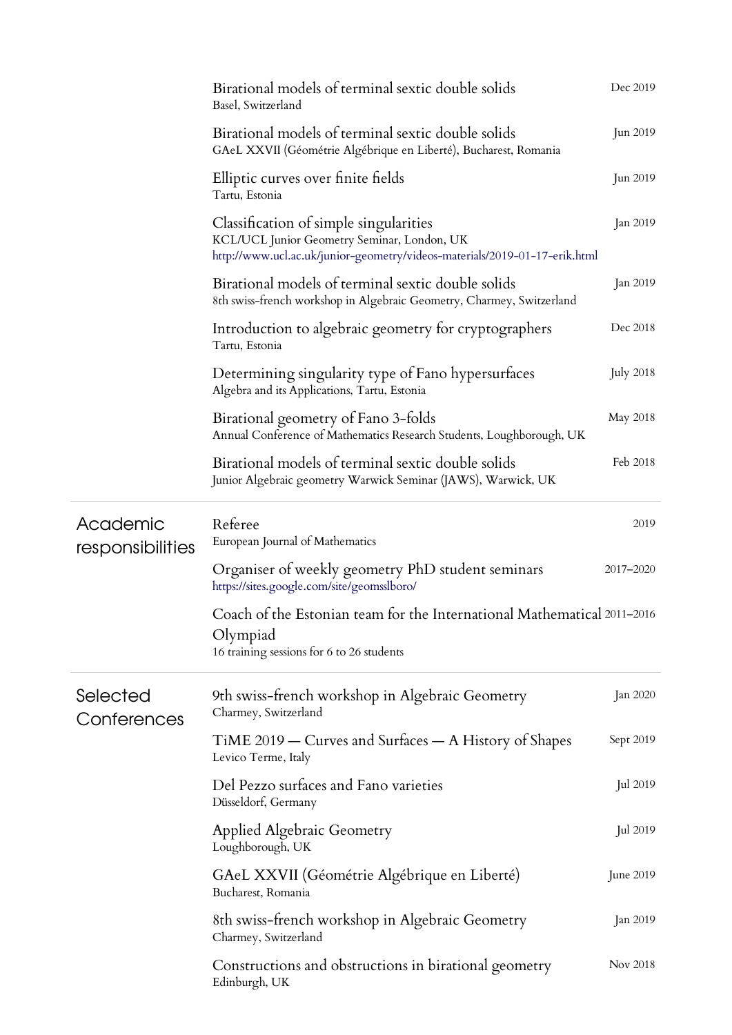- **Birational models of terminal sextic double solids** — Dec 2019
  Basel, Switzerland
- **Birational models of terminal sextic double solids** — Jun 2019
  GAeL XXVII (Géométrie Algébrique en Liberté), Bucharest, Romania
- **Elliptic curves over finite fields** — Jun 2019
  Tartu, Estonia
- **Classification of simple singularities** — Jan 2019
  KCL/UCL Junior Geometry Seminar, London, UK
  http://www.ucl.ac.uk/junior-geometry/videos-materials/2019-01-17-erik.html
- **Birational models of terminal sextic double solids** — Jan 2019
  8th swiss-french workshop in Algebraic Geometry, Charmey, Switzerland
- **Introduction to algebraic geometry for cryptographers** — Dec 2018
  Tartu, Estonia
- **Determining singularity type of Fano hypersurfaces** — July 2018
  Algebra and its Applications, Tartu, Estonia
- **Birational geometry of Fano 3-folds** — May 2018
  Annual Conference of Mathematics Research Students, Loughborough, UK
- **Birational models of terminal sextic double solids** — Feb 2018
  Junior Algebraic geometry Warwick Seminar (JAWS), Warwick, UK

## Academic responsibilities

- **Referee** — 2019
  European Journal of Mathematics
- **Organiser of weekly geometry PhD student seminars** — 2017–2020
  https://sites.google.com/site/geomsslboro/
- **Coach of the Estonian team for the International Mathematical Olympiad** — 2011–2016
  16 training sessions for 6 to 26 students

## Selected Conferences

- **9th swiss-french workshop in Algebraic Geometry** — Jan 2020
  Charmey, Switzerland
- **TiME 2019 — Curves and Surfaces — A History of Shapes** — Sept 2019
  Levico Terme, Italy
- **Del Pezzo surfaces and Fano varieties** — Jul 2019
  Düsseldorf, Germany
- **Applied Algebraic Geometry** — Jul 2019
  Loughborough, UK
- **GAeL XXVII (Géométrie Algébrique en Liberté)** — June 2019
  Bucharest, Romania
- **8th swiss-french workshop in Algebraic Geometry** — Jan 2019
  Charmey, Switzerland
- **Constructions and obstructions in birational geometry** — Nov 2018
  Edinburgh, UK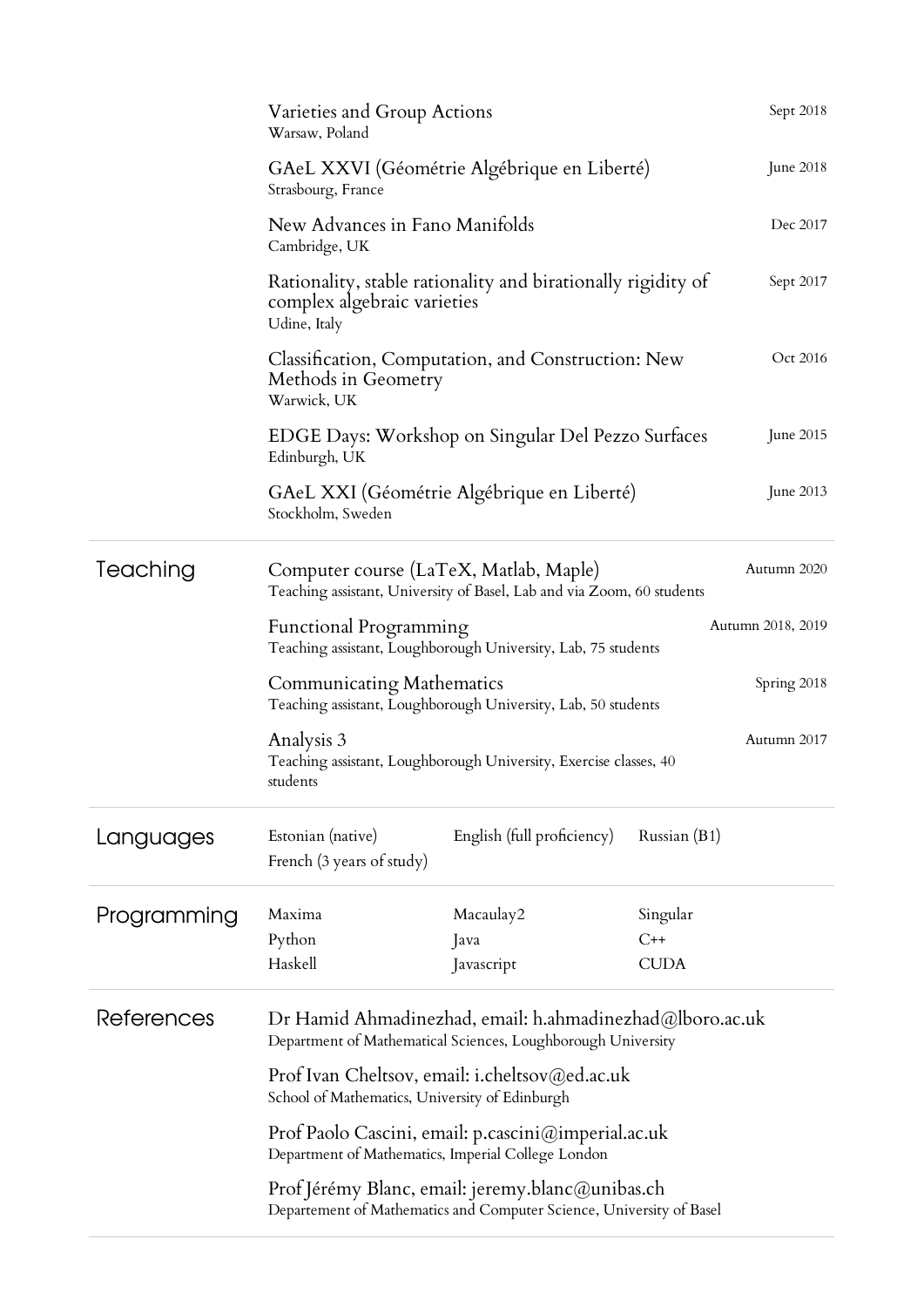Varieties and Group Actions
Warsaw, Poland
Sept 2018

GAeL XXVI (Géométrie Algébrique en Liberté)
Strasbourg, France
June 2018

New Advances in Fano Manifolds
Cambridge, UK
Dec 2017

Rationality, stable rationality and birationally rigidity of complex algebraic varieties
Udine, Italy
Sept 2017

Classification, Computation, and Construction: New Methods in Geometry
Warwick, UK
Oct 2016

EDGE Days: Workshop on Singular Del Pezzo Surfaces
Edinburgh, UK
June 2015

GAeL XXI (Géométrie Algébrique en Liberté)
Stockholm, Sweden
June 2013

## Teaching

Computer course (LaTeX, Matlab, Maple)
Teaching assistant, University of Basel, Lab and via Zoom, 60 students
Autumn 2020

Functional Programming
Teaching assistant, Loughborough University, Lab, 75 students
Autumn 2018, 2019

Communicating Mathematics
Teaching assistant, Loughborough University, Lab, 50 students
Spring 2018

Analysis 3
Teaching assistant, Loughborough University, Exercise classes, 40 students
Autumn 2017

## Languages

Estonian (native)
English (full proficiency)
Russian (B1)
French (3 years of study)

## Programming

Maxima
Macaulay2
Singular
Python
Java
C++
Haskell
Javascript
CUDA

## References

Dr Hamid Ahmadinezhad, email: h.ahmadinezhad@lboro.ac.uk
Department of Mathematical Sciences, Loughborough University

Prof Ivan Cheltsov, email: i.cheltsov@ed.ac.uk
School of Mathematics, University of Edinburgh

Prof Paolo Cascini, email: p.cascini@imperial.ac.uk
Department of Mathematics, Imperial College London

Prof Jérémy Blanc, email: jeremy.blanc@unibas.ch
Departement of Mathematics and Computer Science, University of Basel